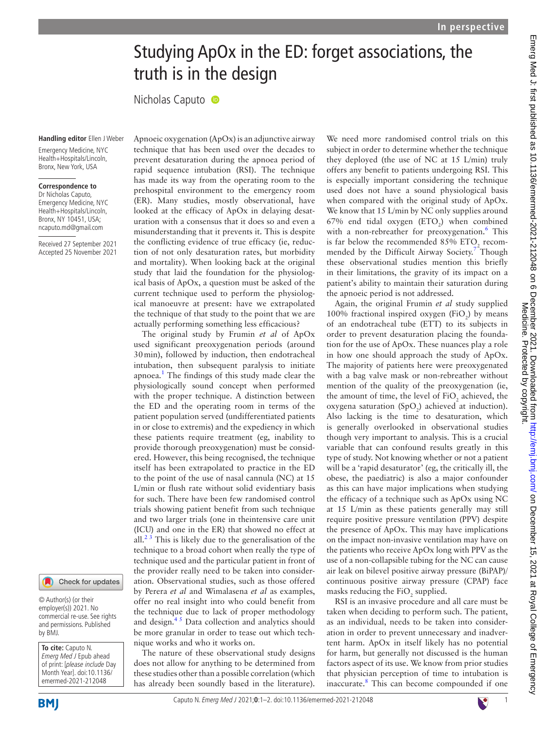# Studying ApOx in the ED: forget associations, the truth is in the design

Nicholas Caputo

**Handling editor** Ellen J Weber

Emergency Medicine, NYC Health+Hospitals/Lincoln, Bronx, New York, USA

**Correspondence to**
Dr Nicholas Caputo, Emergency Medicine, NYC Health+Hospitals/Lincoln, Bronx, NY 10451, USA; ncaputo.md@gmail.com

Received 27 September 2021
Accepted 25 November 2021

© Author(s) (or their employer(s)) 2021. No commercial re-use. See rights and permissions. Published by BMJ.

**To cite:** Caputo N. *Emerg Med J* Epub ahead of print: [*please include* Day Month Year]. doi:10.1136/emermed-2021-212048

Apnoeic oxygenation (ApOx) is an adjunctive airway technique that has been used over the decades to prevent desaturation during the apnoea period of rapid sequence intubation (RSI). The technique has made its way from the operating room to the prehospital environment to the emergency room (ER). Many studies, mostly observational, have looked at the efficacy of ApOx in delaying desaturation with a consensus that it does so and even a misunderstanding that it prevents it. This is despite the conflicting evidence of true efficacy (ie, reduction of not only desaturation rates, but morbidity and mortality). When looking back at the original study that laid the foundation for the physiological basis of ApOx, a question must be asked of the current technique used to perform the physiological manoeuvre at present: have we extrapolated the technique of that study to the point that we are actually performing something less efficacious?

The original study by Frumin *et al* of ApOx used significant preoxygenation periods (around 30 min), followed by induction, then endotracheal intubation, then subsequent paralysis to initiate apnoea.[1] The findings of this study made clear the physiologically sound concept when performed with the proper technique. A distinction between the ED and the operating room in terms of the patient population served (undifferentiated patients in or close to extremis) and the expediency in which these patients require treatment (eg, inability to provide thorough preoxygenation) must be considered. However, this being recognised, the technique itself has been extrapolated to practice in the ED to the point of the use of nasal cannula (NC) at 15 L/min or flush rate without solid evidentiary basis for such. There have been few randomised control trials showing patient benefit from such technique and two larger trials (one in theintensive care unit (ICU) and one in the ER) that showed no effect at all.[2 3] This is likely due to the generalisation of the technique to a broad cohort when really the type of technique used and the particular patient in front of the provider really need to be taken into consideration. Observational studies, such as those offered by Perera *et al* and Wimalasena *et al* as examples, offer no real insight into who could benefit from the technique due to lack of proper methodology and design.[4 5] Data collection and analytics should be more granular in order to tease out which technique works and who it works on.

The nature of these observational study designs does not allow for anything to be determined from these studies other than a possible correlation (which has already been soundly based in the literature). We need more randomised control trials on this subject in order to determine whether the technique they deployed (the use of NC at 15 L/min) truly offers any benefit to patients undergoing RSI. This is especially important considering the technique used does not have a sound physiological basis when compared with the original study of ApOx. We know that 15 L/min by NC only supplies around 67% end tidal oxygen ($ETO_2$) when combined with a non-rebreather for preoxygenation.[6] This is far below the recommended 85% $ETO_2$ recommended by the Difficult Airway Society.[7] Though these observational studies mention this briefly in their limitations, the gravity of its impact on a patient's ability to maintain their saturation during the apnoeic period is not addressed.

Again, the original Frumin *et al* study supplied 100% fractional inspired oxygen ($FiO_2$) by means of an endotracheal tube (ETT) to its subjects in order to prevent desaturation placing the foundation for the use of ApOx. These nuances play a role in how one should approach the study of ApOx. The majority of patients here were preoxygenated with a bag valve mask or non-rebreather without mention of the quality of the preoxygenation (ie, the amount of time, the level of $FiO_2$ achieved, the oxygena saturation ($SpO_2$) achieved at induction). Also lacking is the time to desaturation, which is generally overlooked in observational studies though very important to analysis. This is a crucial variable that can confound results greatly in this type of study. Not knowing whether or not a patient will be a 'rapid desaturator' (eg, the critically ill, the obese, the paediatric) is also a major confounder as this can have major implications when studying the efficacy of a technique such as ApOx using NC at 15 L/min as these patients generally may still require positive pressure ventilation (PPV) despite the presence of ApOx. This may have implications on the impact non-invasive ventilation may have on the patients who receive ApOx long with PPV as the use of a non-collapsible tubing for the NC can cause air leak on bilevel positive airway pressure (BiPAP)/continuous positive airway pressure (CPAP) face masks reducing the $FiO_2$ supplied.

RSI is an invasive procedure and all care must be taken when deciding to perform such. The patient, as an individual, needs to be taken into consideration in order to prevent unnecessary and inadvertent harm. ApOx in itself likely has no potential for harm, but generally not discussed is the human factors aspect of its use. We know from prior studies that physician perception of time to intubation is inaccurate.[8] This can become compounded if one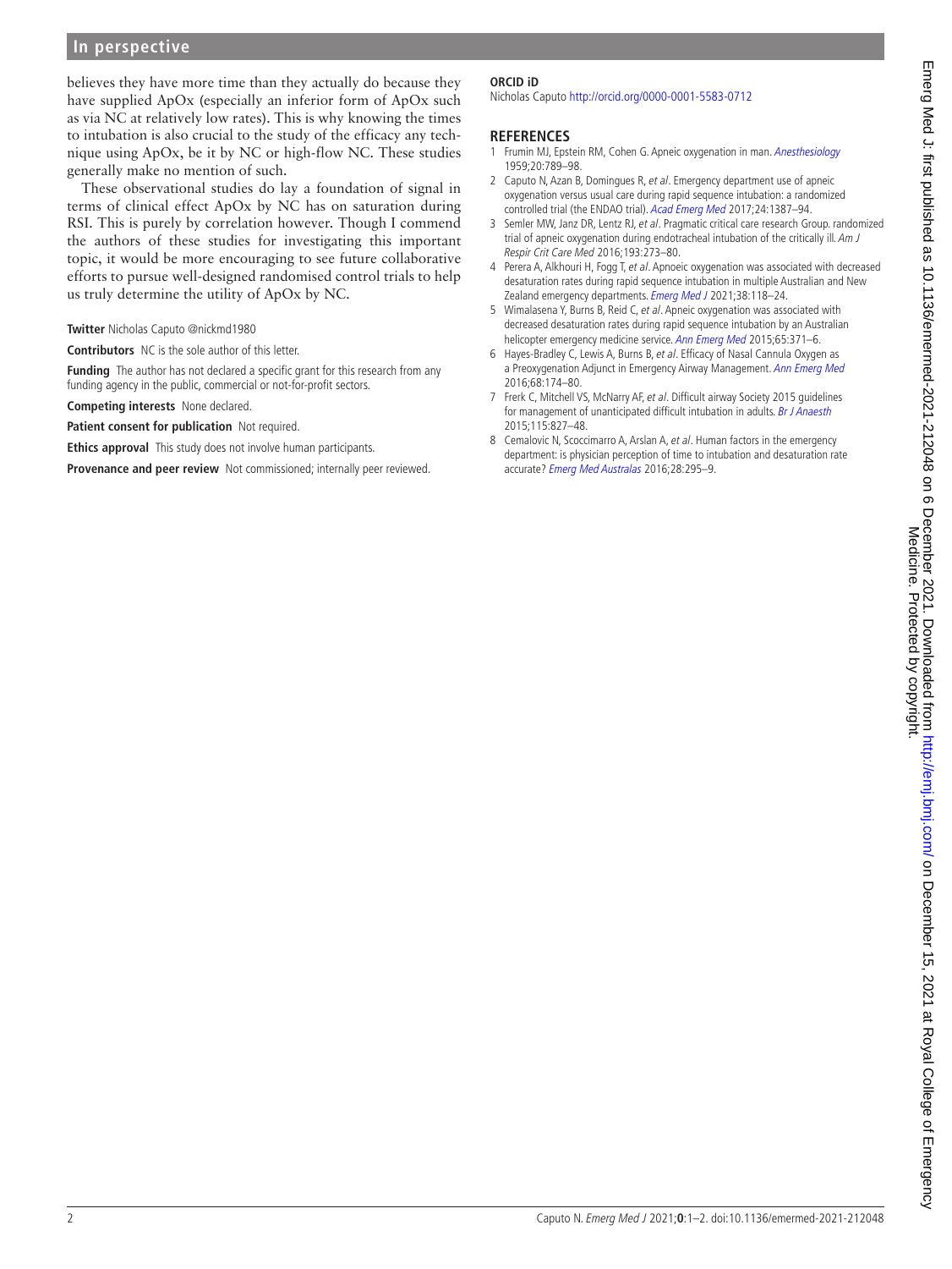believes they have more time than they actually do because they have supplied ApOx (especially an inferior form of ApOx such as via NC at relatively low rates). This is why knowing the times to intubation is also crucial to the study of the efficacy any technique using ApOx, be it by NC or high-flow NC. These studies generally make no mention of such.

These observational studies do lay a foundation of signal in terms of clinical effect ApOx by NC has on saturation during RSI. This is purely by correlation however. Though I commend the authors of these studies for investigating this important topic, it would be more encouraging to see future collaborative efforts to pursue well-designed randomised control trials to help us truly determine the utility of ApOx by NC.

**Twitter** Nicholas Caputo @nickmd1980

**Contributors** NC is the sole author of this letter.

**Funding** The author has not declared a specific grant for this research from any funding agency in the public, commercial or not-for-profit sectors.

**Competing interests** None declared.

**Patient consent for publication** Not required.

**Ethics approval** This study does not involve human participants.

**Provenance and peer review** Not commissioned; internally peer reviewed.

**ORCID iD**

Nicholas Caputo http://orcid.org/0000-0001-5583-0712

## REFERENCES

1. Frumin MJ, Epstein RM, Cohen G. Apneic oxygenation in man. *Anesthesiology* 1959;20:789–98.
2. Caputo N, Azan B, Domingues R, *et al*. Emergency department use of apneic oxygenation versus usual care during rapid sequence intubation: a randomized controlled trial (the ENDAO trial). *Acad Emerg Med* 2017;24:1387–94.
3. Semler MW, Janz DR, Lentz RJ, *et al*. Pragmatic critical care research Group. randomized trial of apneic oxygenation during endotracheal intubation of the critically ill. *Am J Respir Crit Care Med* 2016;193:273–80.
4. Perera A, Alkhouri H, Fogg T, *et al*. Apnoeic oxygenation was associated with decreased desaturation rates during rapid sequence intubation in multiple Australian and New Zealand emergency departments. *Emerg Med J* 2021;38:118–24.
5. Wimalasena Y, Burns B, Reid C, *et al*. Apneic oxygenation was associated with decreased desaturation rates during rapid sequence intubation by an Australian helicopter emergency medicine service. *Ann Emerg Med* 2015;65:371–6.
6. Hayes-Bradley C, Lewis A, Burns B, *et al*. Efficacy of Nasal Cannula Oxygen as a Preoxygenation Adjunct in Emergency Airway Management. *Ann Emerg Med* 2016;68:174–80.
7. Frerk C, Mitchell VS, McNarry AF, *et al*. Difficult airway Society 2015 guidelines for management of unanticipated difficult intubation in adults. *Br J Anaesth* 2015;115:827–48.
8. Cemalovic N, Scoccimarro A, Arslan A, *et al*. Human factors in the emergency department: is physician perception of time to intubation and desaturation rate accurate? *Emerg Med Australas* 2016;28:295–9.